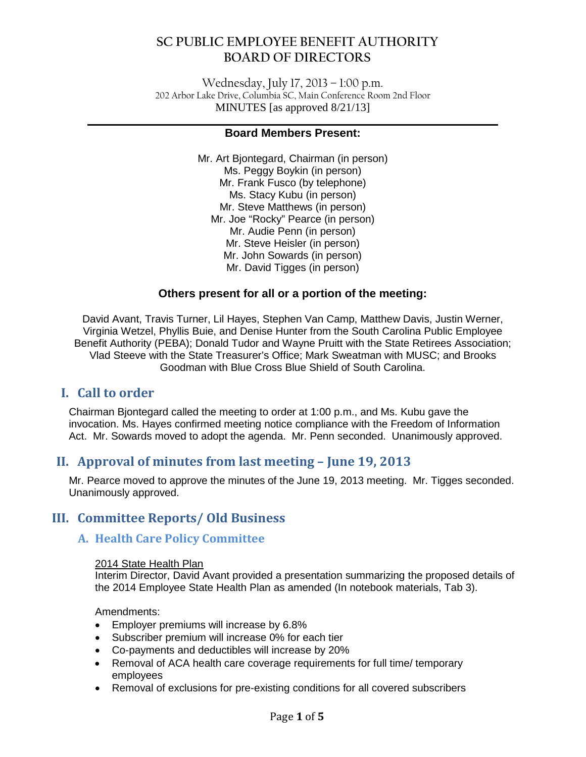# SC PUBLIC EMPLOYEE BENEFIT AUTHORITY
# BOARD OF DIRECTORS

Wednesday, July 17, 2013 – 1:00 p.m.
202 Arbor Lake Drive, Columbia SC, Main Conference Room 2nd Floor
MINUTES [as approved 8/21/13]

---

**Board Members Present:**

Mr. Art Bjontegard, Chairman (in person)
Ms. Peggy Boykin (in person)
Mr. Frank Fusco (by telephone)
Ms. Stacy Kubu (in person)
Mr. Steve Matthews (in person)
Mr. Joe "Rocky" Pearce (in person)
Mr. Audie Penn (in person)
Mr. Steve Heisler (in person)
Mr. John Sowards (in person)
Mr. David Tigges (in person)

**Others present for all or a portion of the meeting:**

David Avant, Travis Turner, Lil Hayes, Stephen Van Camp, Matthew Davis, Justin Werner, Virginia Wetzel, Phyllis Buie, and Denise Hunter from the South Carolina Public Employee Benefit Authority (PEBA); Donald Tudor and Wayne Pruitt with the State Retirees Association; Vlad Steeve with the State Treasurer's Office; Mark Sweatman with MUSC; and Brooks Goodman with Blue Cross Blue Shield of South Carolina.

## I. Call to order

Chairman Bjontegard called the meeting to order at 1:00 p.m., and Ms. Kubu gave the invocation. Ms. Hayes confirmed meeting notice compliance with the Freedom of Information Act. Mr. Sowards moved to adopt the agenda. Mr. Penn seconded. Unanimously approved.

## II. Approval of minutes from last meeting – June 19, 2013

Mr. Pearce moved to approve the minutes of the June 19, 2013 meeting. Mr. Tigges seconded. Unanimously approved.

## III. Committee Reports/ Old Business

### A. Health Care Policy Committee

2014 State Health Plan

Interim Director, David Avant provided a presentation summarizing the proposed details of the 2014 Employee State Health Plan as amended (In notebook materials, Tab 3).

Amendments:

- Employer premiums will increase by 6.8%
- Subscriber premium will increase 0% for each tier
- Co-payments and deductibles will increase by 20%
- Removal of ACA health care coverage requirements for full time/ temporary employees
- Removal of exclusions for pre-existing conditions for all covered subscribers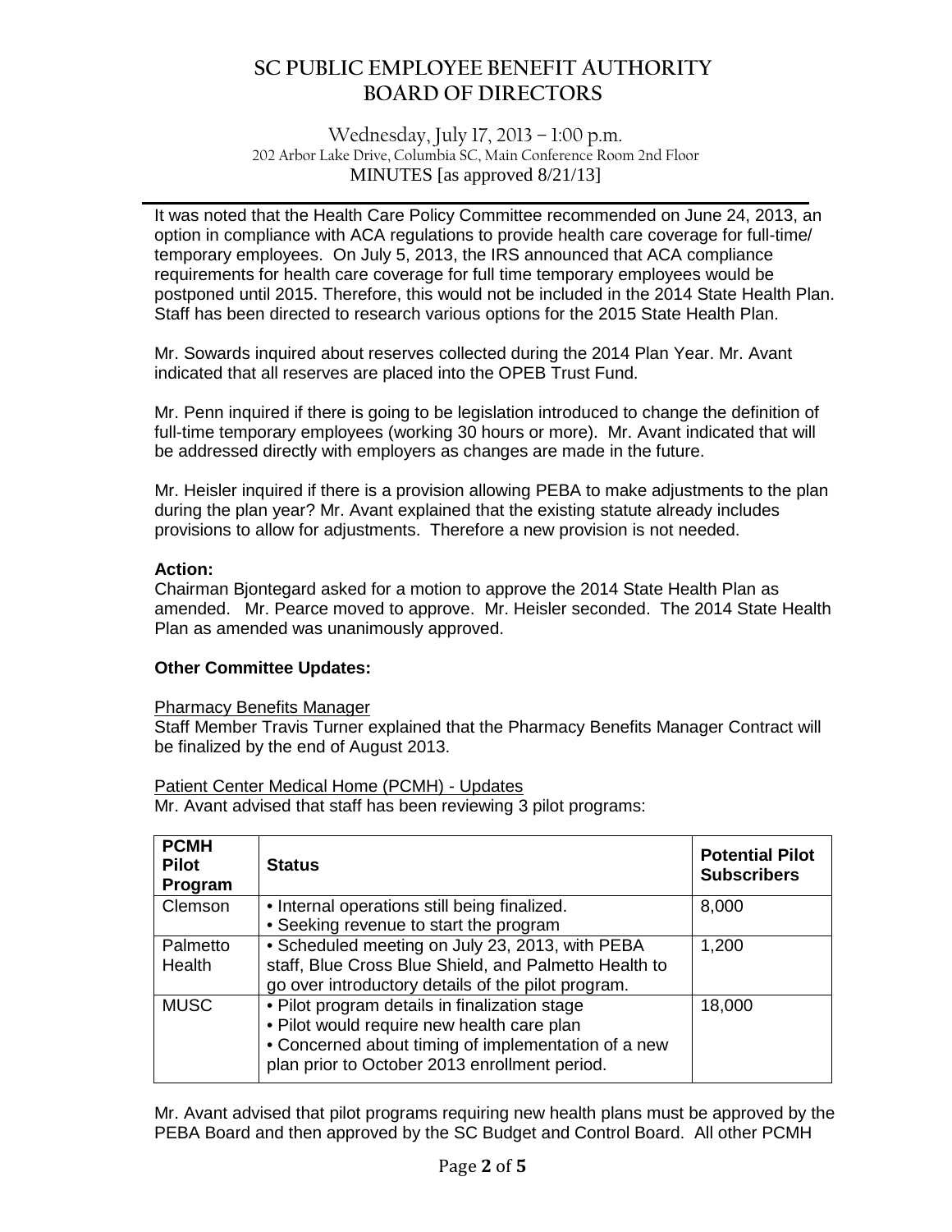# SC PUBLIC EMPLOYEE BENEFIT AUTHORITY BOARD OF DIRECTORS

Wednesday, July 17, 2013 – 1:00 p.m.
202 Arbor Lake Drive, Columbia SC, Main Conference Room 2nd Floor
MINUTES [as approved 8/21/13]

It was noted that the Health Care Policy Committee recommended on June 24, 2013, an option in compliance with ACA regulations to provide health care coverage for full-time/ temporary employees. On July 5, 2013, the IRS announced that ACA compliance requirements for health care coverage for full time temporary employees would be postponed until 2015. Therefore, this would not be included in the 2014 State Health Plan. Staff has been directed to research various options for the 2015 State Health Plan.

Mr. Sowards inquired about reserves collected during the 2014 Plan Year. Mr. Avant indicated that all reserves are placed into the OPEB Trust Fund.

Mr. Penn inquired if there is going to be legislation introduced to change the definition of full-time temporary employees (working 30 hours or more). Mr. Avant indicated that will be addressed directly with employers as changes are made in the future.

Mr. Heisler inquired if there is a provision allowing PEBA to make adjustments to the plan during the plan year? Mr. Avant explained that the existing statute already includes provisions to allow for adjustments. Therefore a new provision is not needed.

**Action:**
Chairman Bjontegard asked for a motion to approve the 2014 State Health Plan as amended. Mr. Pearce moved to approve. Mr. Heisler seconded. The 2014 State Health Plan as amended was unanimously approved.

**Other Committee Updates:**

Pharmacy Benefits Manager
Staff Member Travis Turner explained that the Pharmacy Benefits Manager Contract will be finalized by the end of August 2013.

Patient Center Medical Home (PCMH) - Updates
Mr. Avant advised that staff has been reviewing 3 pilot programs:

| PCMH Pilot Program | Status | Potential Pilot Subscribers |
|---|---|---|
| Clemson | • Internal operations still being finalized.<br>• Seeking revenue to start the program | 8,000 |
| Palmetto Health | • Scheduled meeting on July 23, 2013, with PEBA staff, Blue Cross Blue Shield, and Palmetto Health to go over introductory details of the pilot program. | 1,200 |
| MUSC | • Pilot program details in finalization stage<br>• Pilot would require new health care plan<br>• Concerned about timing of implementation of a new plan prior to October 2013 enrollment period. | 18,000 |

Mr. Avant advised that pilot programs requiring new health plans must be approved by the PEBA Board and then approved by the SC Budget and Control Board. All other PCMH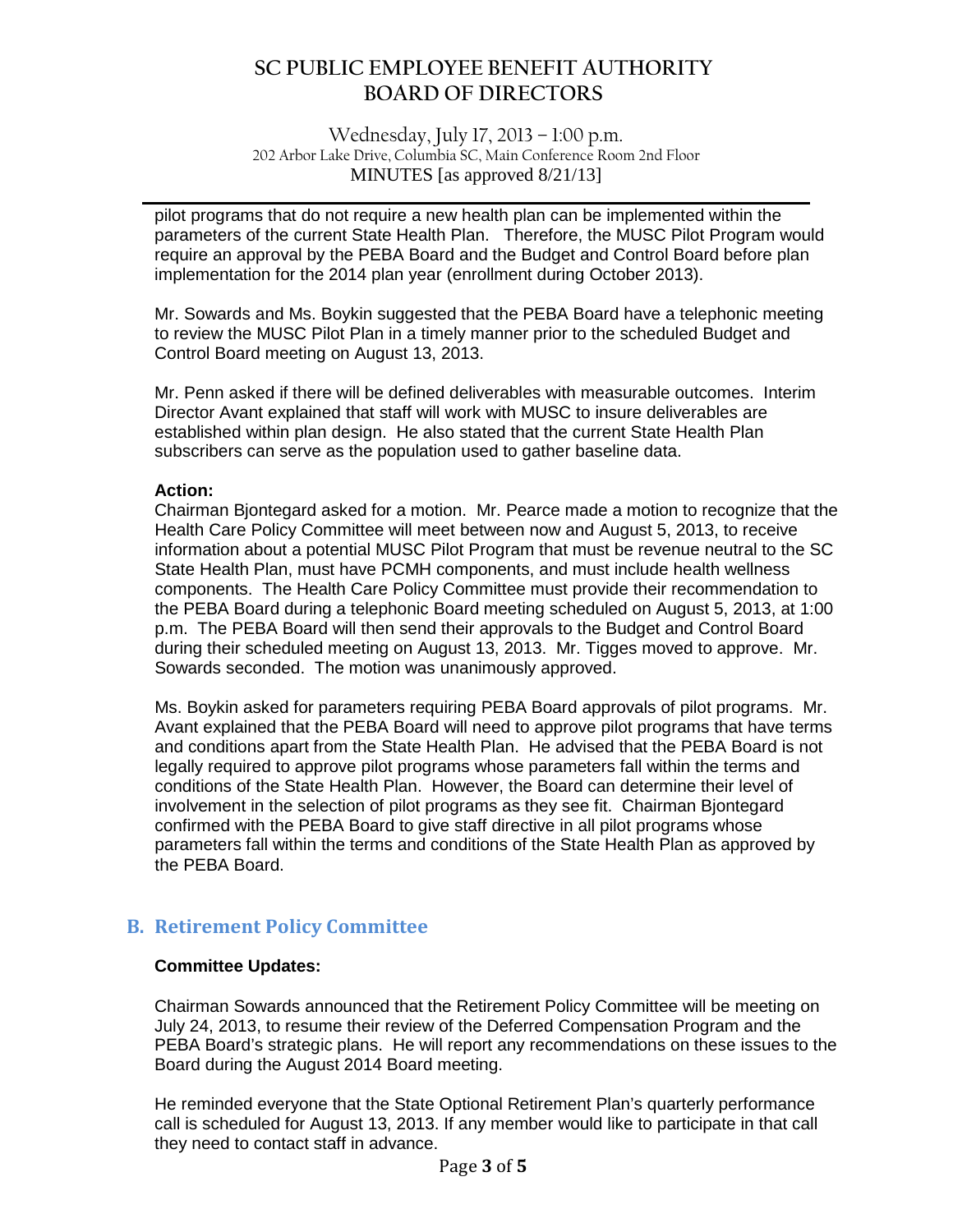pilot programs that do not require a new health plan can be implemented within the parameters of the current State Health Plan. Therefore, the MUSC Pilot Program would require an approval by the PEBA Board and the Budget and Control Board before plan implementation for the 2014 plan year (enrollment during October 2013).

Mr. Sowards and Ms. Boykin suggested that the PEBA Board have a telephonic meeting to review the MUSC Pilot Plan in a timely manner prior to the scheduled Budget and Control Board meeting on August 13, 2013.

Mr. Penn asked if there will be defined deliverables with measurable outcomes. Interim Director Avant explained that staff will work with MUSC to insure deliverables are established within plan design. He also stated that the current State Health Plan subscribers can serve as the population used to gather baseline data.

**Action:**

Chairman Bjontegard asked for a motion. Mr. Pearce made a motion to recognize that the Health Care Policy Committee will meet between now and August 5, 2013, to receive information about a potential MUSC Pilot Program that must be revenue neutral to the SC State Health Plan, must have PCMH components, and must include health wellness components. The Health Care Policy Committee must provide their recommendation to the PEBA Board during a telephonic Board meeting scheduled on August 5, 2013, at 1:00 p.m. The PEBA Board will then send their approvals to the Budget and Control Board during their scheduled meeting on August 13, 2013. Mr. Tigges moved to approve. Mr. Sowards seconded. The motion was unanimously approved.

Ms. Boykin asked for parameters requiring PEBA Board approvals of pilot programs. Mr. Avant explained that the PEBA Board will need to approve pilot programs that have terms and conditions apart from the State Health Plan. He advised that the PEBA Board is not legally required to approve pilot programs whose parameters fall within the terms and conditions of the State Health Plan. However, the Board can determine their level of involvement in the selection of pilot programs as they see fit. Chairman Bjontegard confirmed with the PEBA Board to give staff directive in all pilot programs whose parameters fall within the terms and conditions of the State Health Plan as approved by the PEBA Board.

## B. Retirement Policy Committee

**Committee Updates:**

Chairman Sowards announced that the Retirement Policy Committee will be meeting on July 24, 2013, to resume their review of the Deferred Compensation Program and the PEBA Board's strategic plans. He will report any recommendations on these issues to the Board during the August 2014 Board meeting.

He reminded everyone that the State Optional Retirement Plan's quarterly performance call is scheduled for August 13, 2013. If any member would like to participate in that call they need to contact staff in advance.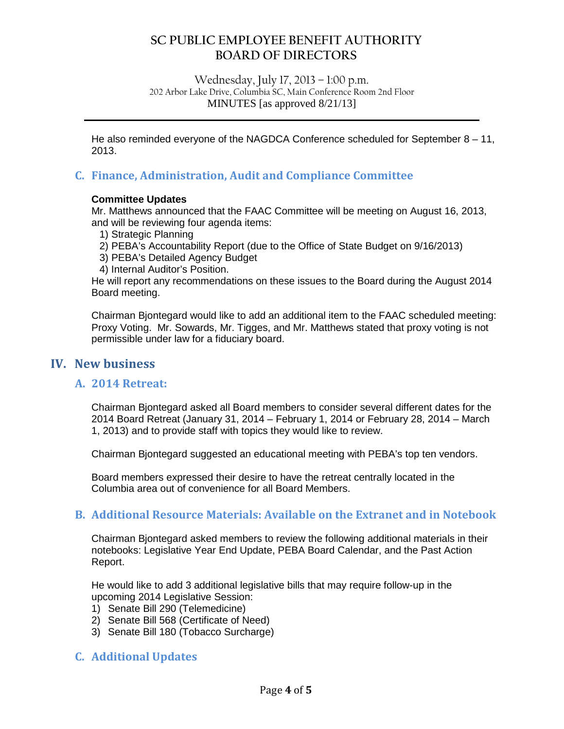He also reminded everyone of the NAGDCA Conference scheduled for September 8 – 11, 2013.

### C. Finance, Administration, Audit and Compliance Committee

**Committee Updates**

Mr. Matthews announced that the FAAC Committee will be meeting on August 16, 2013, and will be reviewing four agenda items:

1) Strategic Planning
2) PEBA's Accountability Report (due to the Office of State Budget on 9/16/2013)
3) PEBA's Detailed Agency Budget
4) Internal Auditor's Position.

He will report any recommendations on these issues to the Board during the August 2014 Board meeting.

Chairman Bjontegard would like to add an additional item to the FAAC scheduled meeting: Proxy Voting. Mr. Sowards, Mr. Tigges, and Mr. Matthews stated that proxy voting is not permissible under law for a fiduciary board.

## IV. New business

### A. 2014 Retreat:

Chairman Bjontegard asked all Board members to consider several different dates for the 2014 Board Retreat (January 31, 2014 – February 1, 2014 or February 28, 2014 – March 1, 2013) and to provide staff with topics they would like to review.

Chairman Bjontegard suggested an educational meeting with PEBA's top ten vendors.

Board members expressed their desire to have the retreat centrally located in the Columbia area out of convenience for all Board Members.

### B. Additional Resource Materials: Available on the Extranet and in Notebook

Chairman Bjontegard asked members to review the following additional materials in their notebooks: Legislative Year End Update, PEBA Board Calendar, and the Past Action Report.

He would like to add 3 additional legislative bills that may require follow-up in the upcoming 2014 Legislative Session:

1) Senate Bill 290 (Telemedicine)
2) Senate Bill 568 (Certificate of Need)
3) Senate Bill 180 (Tobacco Surcharge)

### C. Additional Updates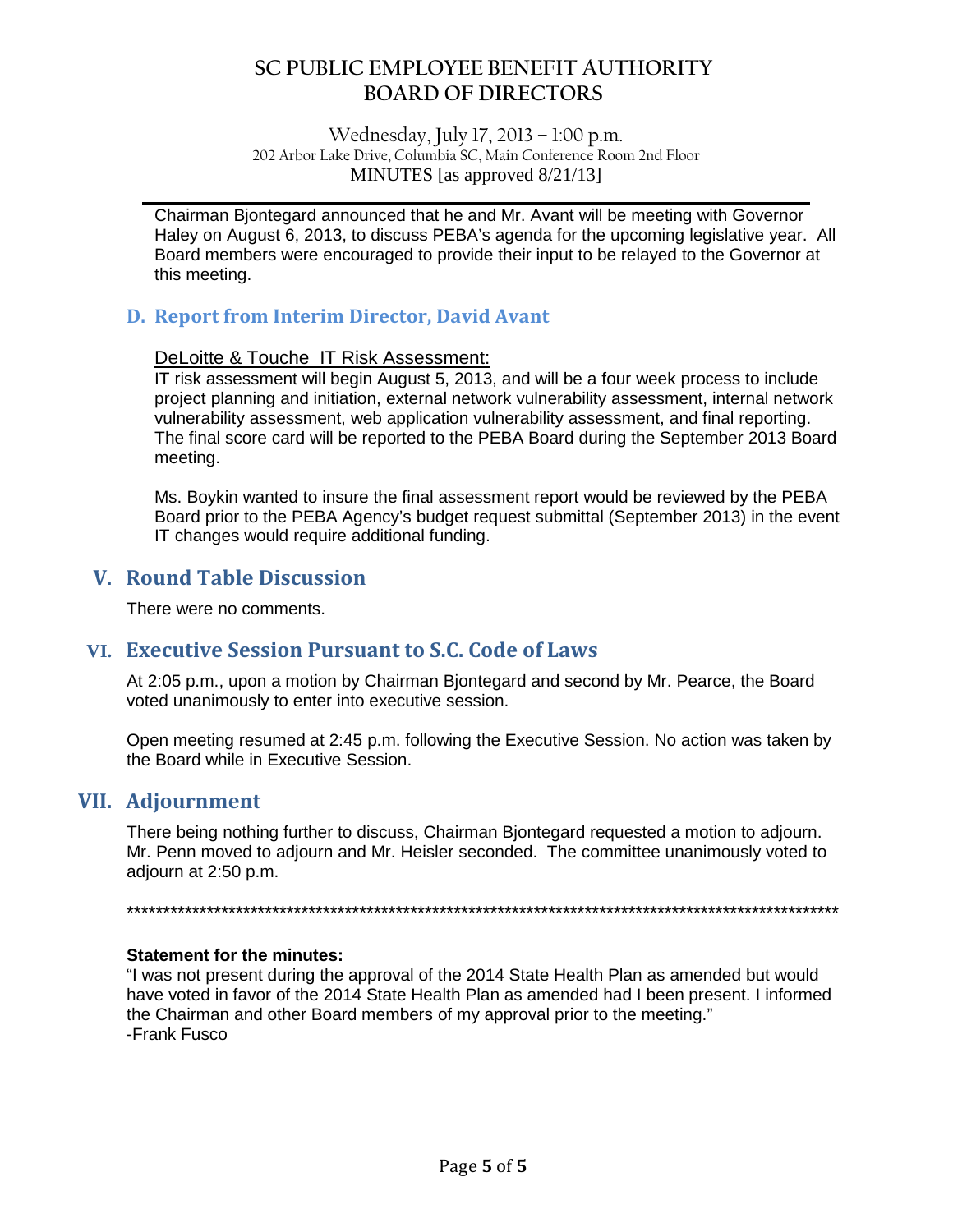# SC PUBLIC EMPLOYEE BENEFIT AUTHORITY
# BOARD OF DIRECTORS

Wednesday, July 17, 2013 – 1:00 p.m.
202 Arbor Lake Drive, Columbia SC, Main Conference Room 2nd Floor
MINUTES [as approved 8/21/13]

---

Chairman Bjontegard announced that he and Mr. Avant will be meeting with Governor Haley on August 6, 2013, to discuss PEBA's agenda for the upcoming legislative year. All Board members were encouraged to provide their input to be relayed to the Governor at this meeting.

### D. Report from Interim Director, David Avant

DeLoitte & Touche IT Risk Assessment:

IT risk assessment will begin August 5, 2013, and will be a four week process to include project planning and initiation, external network vulnerability assessment, internal network vulnerability assessment, web application vulnerability assessment, and final reporting. The final score card will be reported to the PEBA Board during the September 2013 Board meeting.

Ms. Boykin wanted to insure the final assessment report would be reviewed by the PEBA Board prior to the PEBA Agency's budget request submittal (September 2013) in the event IT changes would require additional funding.

## V. Round Table Discussion

There were no comments.

## VI. Executive Session Pursuant to S.C. Code of Laws

At 2:05 p.m., upon a motion by Chairman Bjontegard and second by Mr. Pearce, the Board voted unanimously to enter into executive session.

Open meeting resumed at 2:45 p.m. following the Executive Session. No action was taken by the Board while in Executive Session.

## VII. Adjournment

There being nothing further to discuss, Chairman Bjontegard requested a motion to adjourn. Mr. Penn moved to adjourn and Mr. Heisler seconded. The committee unanimously voted to adjourn at 2:50 p.m.

****************************************************************************************************

**Statement for the minutes:**

"I was not present during the approval of the 2014 State Health Plan as amended but would have voted in favor of the 2014 State Health Plan as amended had I been present. I informed the Chairman and other Board members of my approval prior to the meeting."
-Frank Fusco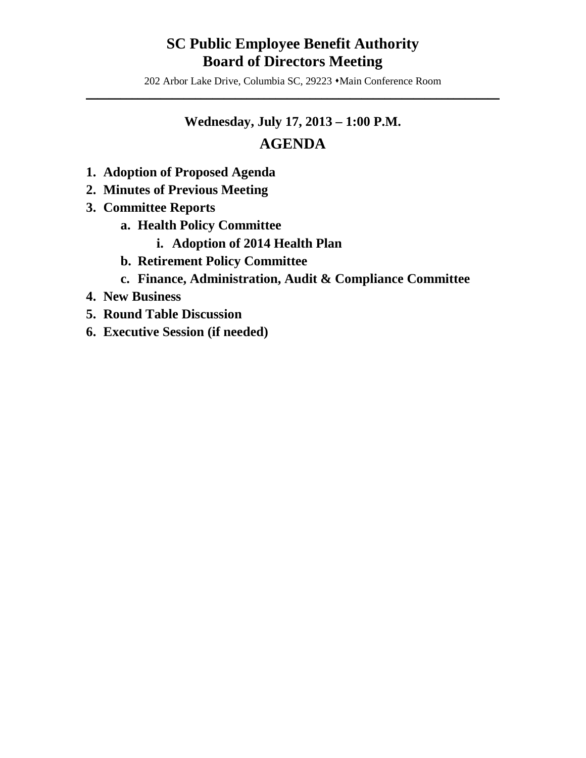# SC Public Employee Benefit Authority
# Board of Directors Meeting

202 Arbor Lake Drive, Columbia SC, 29223 ⬩Main Conference Room

---

**Wednesday, July 17, 2013 – 1:00 P.M.**

## AGENDA

1. **Adoption of Proposed Agenda**
2. **Minutes of Previous Meeting**
3. **Committee Reports**
   a. **Health Policy Committee**
      i. **Adoption of 2014 Health Plan**
   b. **Retirement Policy Committee**
   c. **Finance, Administration, Audit & Compliance Committee**
4. **New Business**
5. **Round Table Discussion**
6. **Executive Session (if needed)**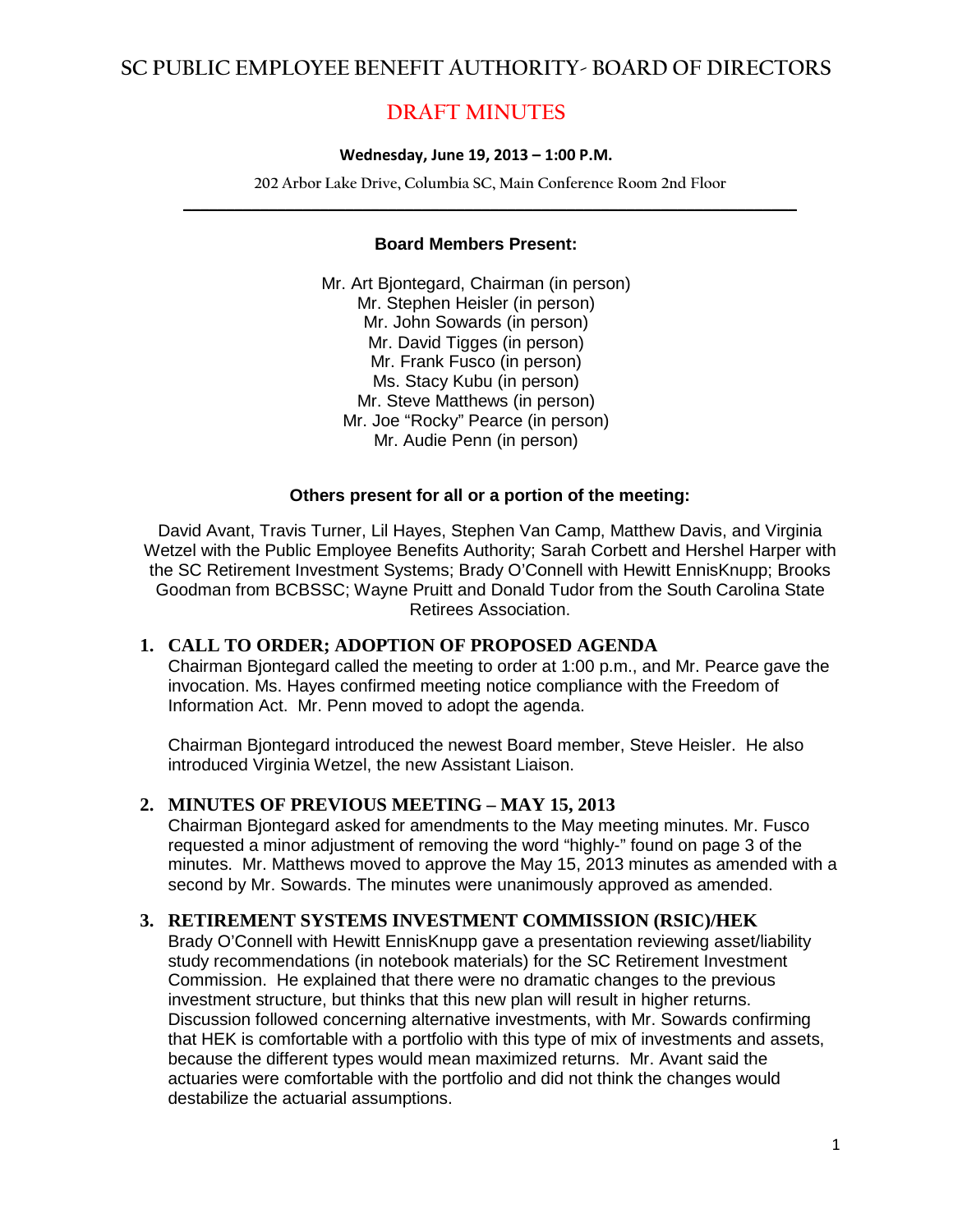# SC PUBLIC EMPLOYEE BENEFIT AUTHORITY- BOARD OF DIRECTORS

## DRAFT MINUTES

**Wednesday, June 19, 2013 – 1:00 P.M.**

202 Arbor Lake Drive, Columbia SC, Main Conference Room 2nd Floor

---

**Board Members Present:**

Mr. Art Bjontegard, Chairman (in person)
Mr. Stephen Heisler (in person)
Mr. John Sowards (in person)
Mr. David Tigges (in person)
Mr. Frank Fusco (in person)
Ms. Stacy Kubu (in person)
Mr. Steve Matthews (in person)
Mr. Joe "Rocky" Pearce (in person)
Mr. Audie Penn (in person)

**Others present for all or a portion of the meeting:**

David Avant, Travis Turner, Lil Hayes, Stephen Van Camp, Matthew Davis, and Virginia Wetzel with the Public Employee Benefits Authority; Sarah Corbett and Hershel Harper with the SC Retirement Investment Systems; Brady O'Connell with Hewitt EnnisKnupp; Brooks Goodman from BCBSSC; Wayne Pruitt and Donald Tudor from the South Carolina State Retirees Association.

### 1. CALL TO ORDER; ADOPTION OF PROPOSED AGENDA

Chairman Bjontegard called the meeting to order at 1:00 p.m., and Mr. Pearce gave the invocation. Ms. Hayes confirmed meeting notice compliance with the Freedom of Information Act. Mr. Penn moved to adopt the agenda.

Chairman Bjontegard introduced the newest Board member, Steve Heisler. He also introduced Virginia Wetzel, the new Assistant Liaison.

### 2. MINUTES OF PREVIOUS MEETING – MAY 15, 2013

Chairman Bjontegard asked for amendments to the May meeting minutes. Mr. Fusco requested a minor adjustment of removing the word "highly-" found on page 3 of the minutes. Mr. Matthews moved to approve the May 15, 2013 minutes as amended with a second by Mr. Sowards. The minutes were unanimously approved as amended.

### 3. RETIREMENT SYSTEMS INVESTMENT COMMISSION (RSIC)/HEK

Brady O'Connell with Hewitt EnnisKnupp gave a presentation reviewing asset/liability study recommendations (in notebook materials) for the SC Retirement Investment Commission. He explained that there were no dramatic changes to the previous investment structure, but thinks that this new plan will result in higher returns. Discussion followed concerning alternative investments, with Mr. Sowards confirming that HEK is comfortable with a portfolio with this type of mix of investments and assets, because the different types would mean maximized returns. Mr. Avant said the actuaries were comfortable with the portfolio and did not think the changes would destabilize the actuarial assumptions.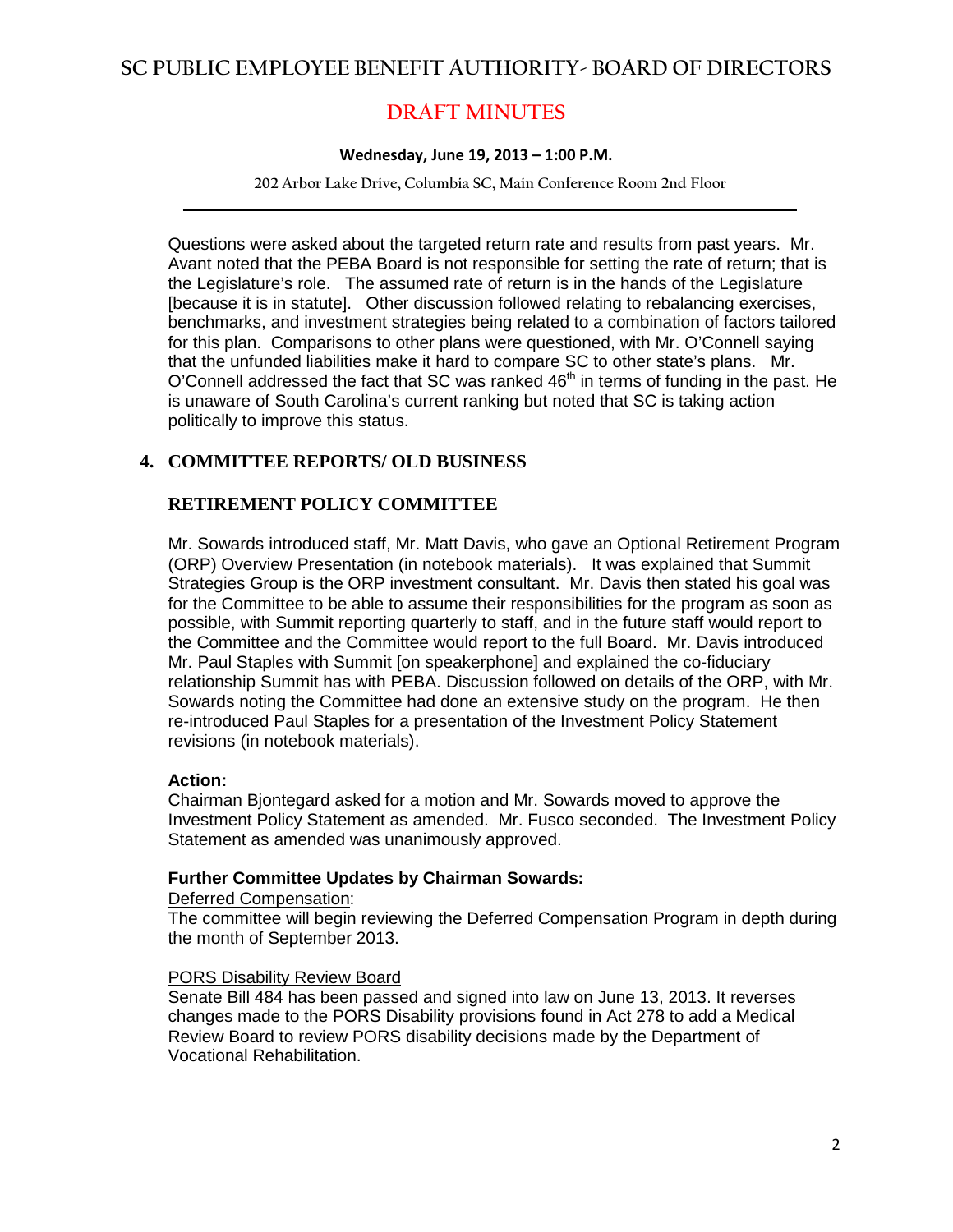Questions were asked about the targeted return rate and results from past years. Mr. Avant noted that the PEBA Board is not responsible for setting the rate of return; that is the Legislature's role. The assumed rate of return is in the hands of the Legislature [because it is in statute]. Other discussion followed relating to rebalancing exercises, benchmarks, and investment strategies being related to a combination of factors tailored for this plan. Comparisons to other plans were questioned, with Mr. O'Connell saying that the unfunded liabilities make it hard to compare SC to other state's plans. Mr. O'Connell addressed the fact that SC was ranked 46th in terms of funding in the past. He is unaware of South Carolina's current ranking but noted that SC is taking action politically to improve this status.

## 4. COMMITTEE REPORTS/ OLD BUSINESS

### RETIREMENT POLICY COMMITTEE

Mr. Sowards introduced staff, Mr. Matt Davis, who gave an Optional Retirement Program (ORP) Overview Presentation (in notebook materials). It was explained that Summit Strategies Group is the ORP investment consultant. Mr. Davis then stated his goal was for the Committee to be able to assume their responsibilities for the program as soon as possible, with Summit reporting quarterly to staff, and in the future staff would report to the Committee and the Committee would report to the full Board. Mr. Davis introduced Mr. Paul Staples with Summit [on speakerphone] and explained the co-fiduciary relationship Summit has with PEBA. Discussion followed on details of the ORP, with Mr. Sowards noting the Committee had done an extensive study on the program. He then re-introduced Paul Staples for a presentation of the Investment Policy Statement revisions (in notebook materials).

**Action:**
Chairman Bjontegard asked for a motion and Mr. Sowards moved to approve the Investment Policy Statement as amended. Mr. Fusco seconded. The Investment Policy Statement as amended was unanimously approved.

**Further Committee Updates by Chairman Sowards:**

Deferred Compensation:
The committee will begin reviewing the Deferred Compensation Program in depth during the month of September 2013.

PORS Disability Review Board
Senate Bill 484 has been passed and signed into law on June 13, 2013. It reverses changes made to the PORS Disability provisions found in Act 278 to add a Medical Review Board to review PORS disability decisions made by the Department of Vocational Rehabilitation.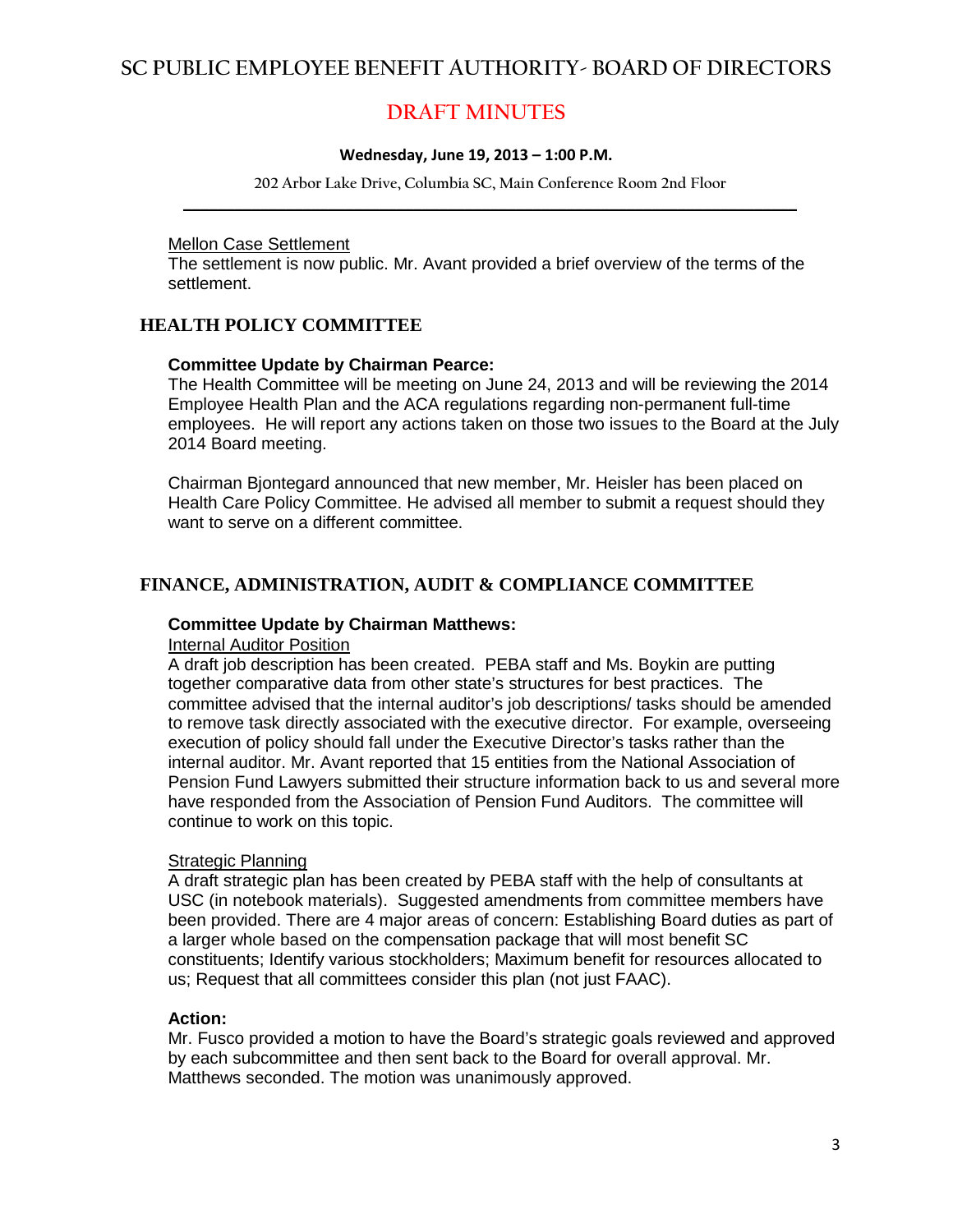Mellon Case Settlement

The settlement is now public. Mr. Avant provided a brief overview of the terms of the settlement.

## HEALTH POLICY COMMITTEE

**Committee Update by Chairman Pearce:**

The Health Committee will be meeting on June 24, 2013 and will be reviewing the 2014 Employee Health Plan and the ACA regulations regarding non-permanent full-time employees. He will report any actions taken on those two issues to the Board at the July 2014 Board meeting.

Chairman Bjontegard announced that new member, Mr. Heisler has been placed on Health Care Policy Committee. He advised all member to submit a request should they want to serve on a different committee.

## FINANCE, ADMINISTRATION, AUDIT & COMPLIANCE COMMITTEE

**Committee Update by Chairman Matthews:**

Internal Auditor Position

A draft job description has been created. PEBA staff and Ms. Boykin are putting together comparative data from other state's structures for best practices. The committee advised that the internal auditor's job descriptions/ tasks should be amended to remove task directly associated with the executive director. For example, overseeing execution of policy should fall under the Executive Director's tasks rather than the internal auditor. Mr. Avant reported that 15 entities from the National Association of Pension Fund Lawyers submitted their structure information back to us and several more have responded from the Association of Pension Fund Auditors. The committee will continue to work on this topic.

Strategic Planning

A draft strategic plan has been created by PEBA staff with the help of consultants at USC (in notebook materials). Suggested amendments from committee members have been provided. There are 4 major areas of concern: Establishing Board duties as part of a larger whole based on the compensation package that will most benefit SC constituents; Identify various stockholders; Maximum benefit for resources allocated to us; Request that all committees consider this plan (not just FAAC).

**Action:**

Mr. Fusco provided a motion to have the Board's strategic goals reviewed and approved by each subcommittee and then sent back to the Board for overall approval. Mr. Matthews seconded. The motion was unanimously approved.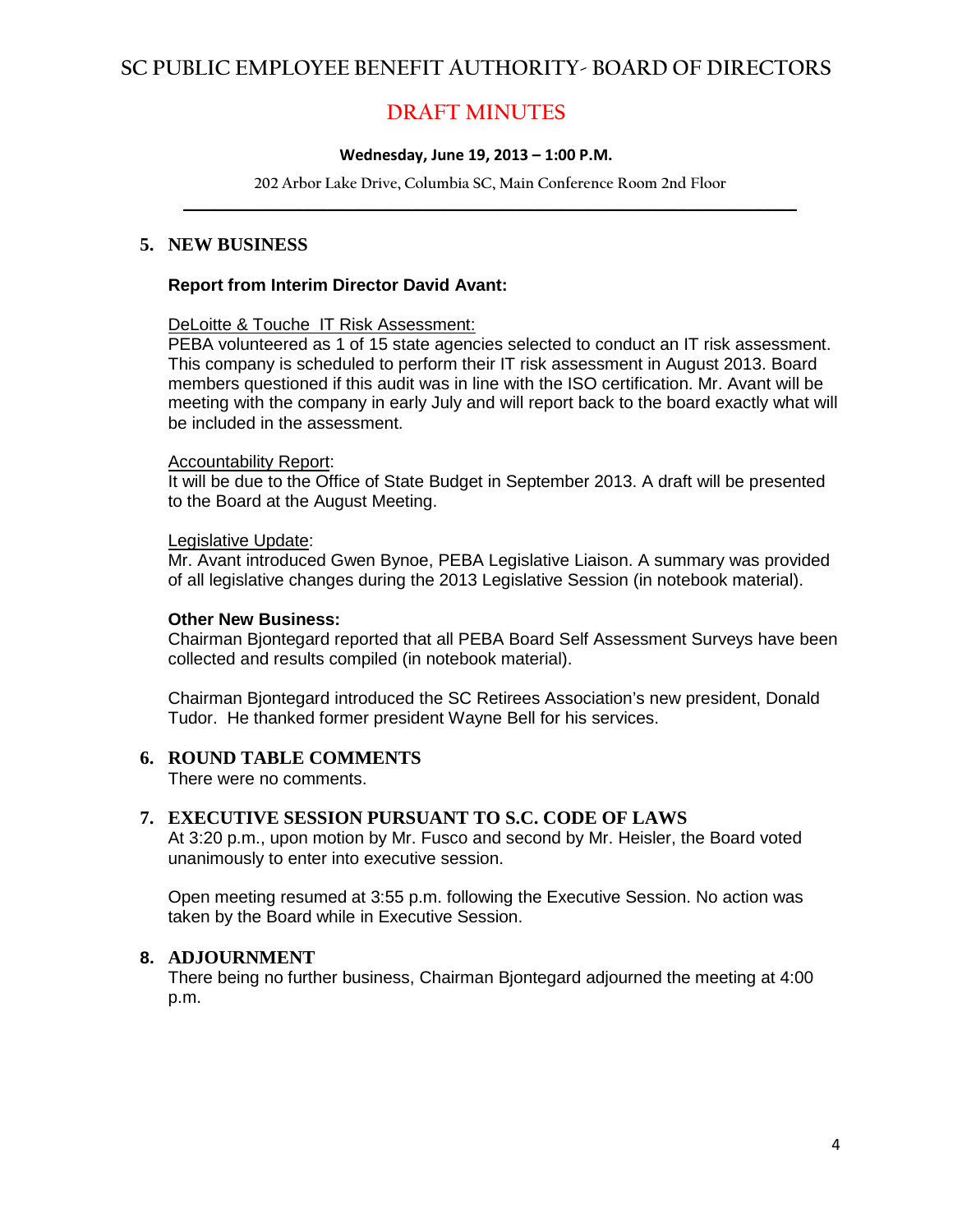# SC PUBLIC EMPLOYEE BENEFIT AUTHORITY- BOARD OF DIRECTORS

## DRAFT MINUTES

**Wednesday, June 19, 2013 – 1:00 P.M.**

202 Arbor Lake Drive, Columbia SC, Main Conference Room 2nd Floor

---

### 5. NEW BUSINESS

**Report from Interim Director David Avant:**

DeLoitte & Touche IT Risk Assessment:
PEBA volunteered as 1 of 15 state agencies selected to conduct an IT risk assessment. This company is scheduled to perform their IT risk assessment in August 2013. Board members questioned if this audit was in line with the ISO certification. Mr. Avant will be meeting with the company in early July and will report back to the board exactly what will be included in the assessment.

Accountability Report:
It will be due to the Office of State Budget in September 2013. A draft will be presented to the Board at the August Meeting.

Legislative Update:
Mr. Avant introduced Gwen Bynoe, PEBA Legislative Liaison. A summary was provided of all legislative changes during the 2013 Legislative Session (in notebook material).

**Other New Business:**
Chairman Bjontegard reported that all PEBA Board Self Assessment Surveys have been collected and results compiled (in notebook material).

Chairman Bjontegard introduced the SC Retirees Association's new president, Donald Tudor. He thanked former president Wayne Bell for his services.

### 6. ROUND TABLE COMMENTS

There were no comments.

### 7. EXECUTIVE SESSION PURSUANT TO S.C. CODE OF LAWS

At 3:20 p.m., upon motion by Mr. Fusco and second by Mr. Heisler, the Board voted unanimously to enter into executive session.

Open meeting resumed at 3:55 p.m. following the Executive Session. No action was taken by the Board while in Executive Session.

### 8. ADJOURNMENT

There being no further business, Chairman Bjontegard adjourned the meeting at 4:00 p.m.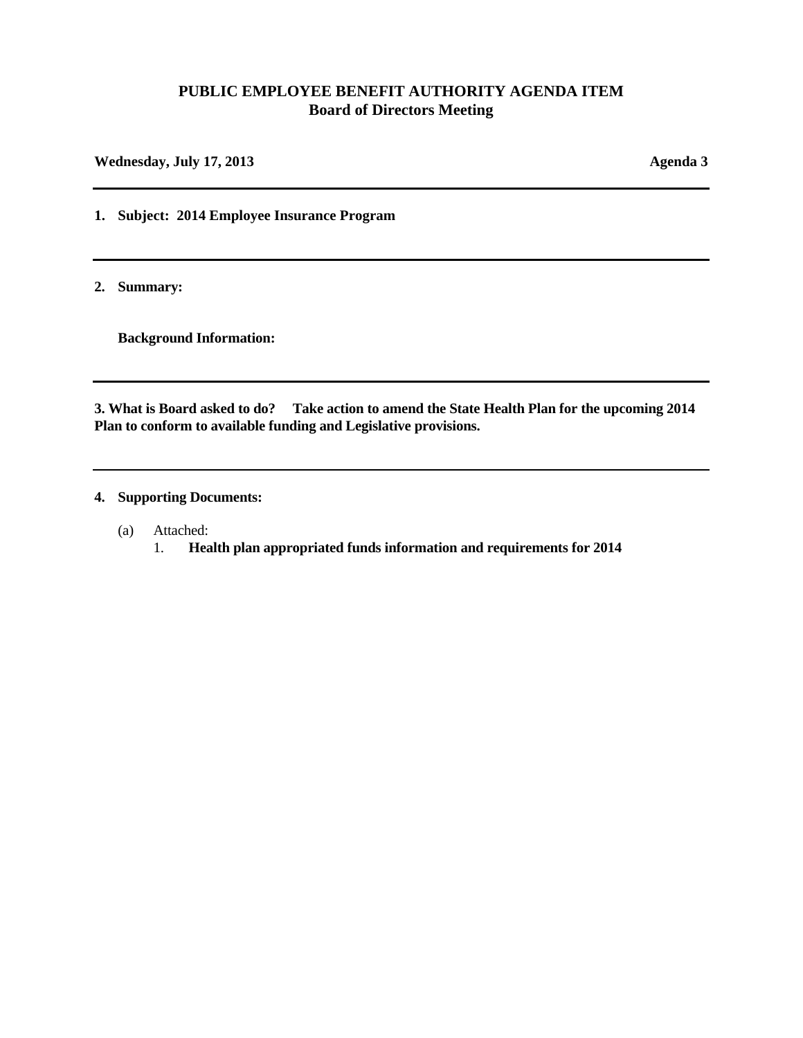# PUBLIC EMPLOYEE BENEFIT AUTHORITY AGENDA ITEM
## Board of Directors Meeting

**Wednesday, July 17, 2013** **Agenda 3**

---

**1. Subject: 2014 Employee Insurance Program**

---

**2. Summary:**

**Background Information:**

---

**3. What is Board asked to do? Take action to amend the State Health Plan for the upcoming 2014 Plan to conform to available funding and Legislative provisions.**

---

**4. Supporting Documents:**

(a) Attached:

1. **Health plan appropriated funds information and requirements for 2014**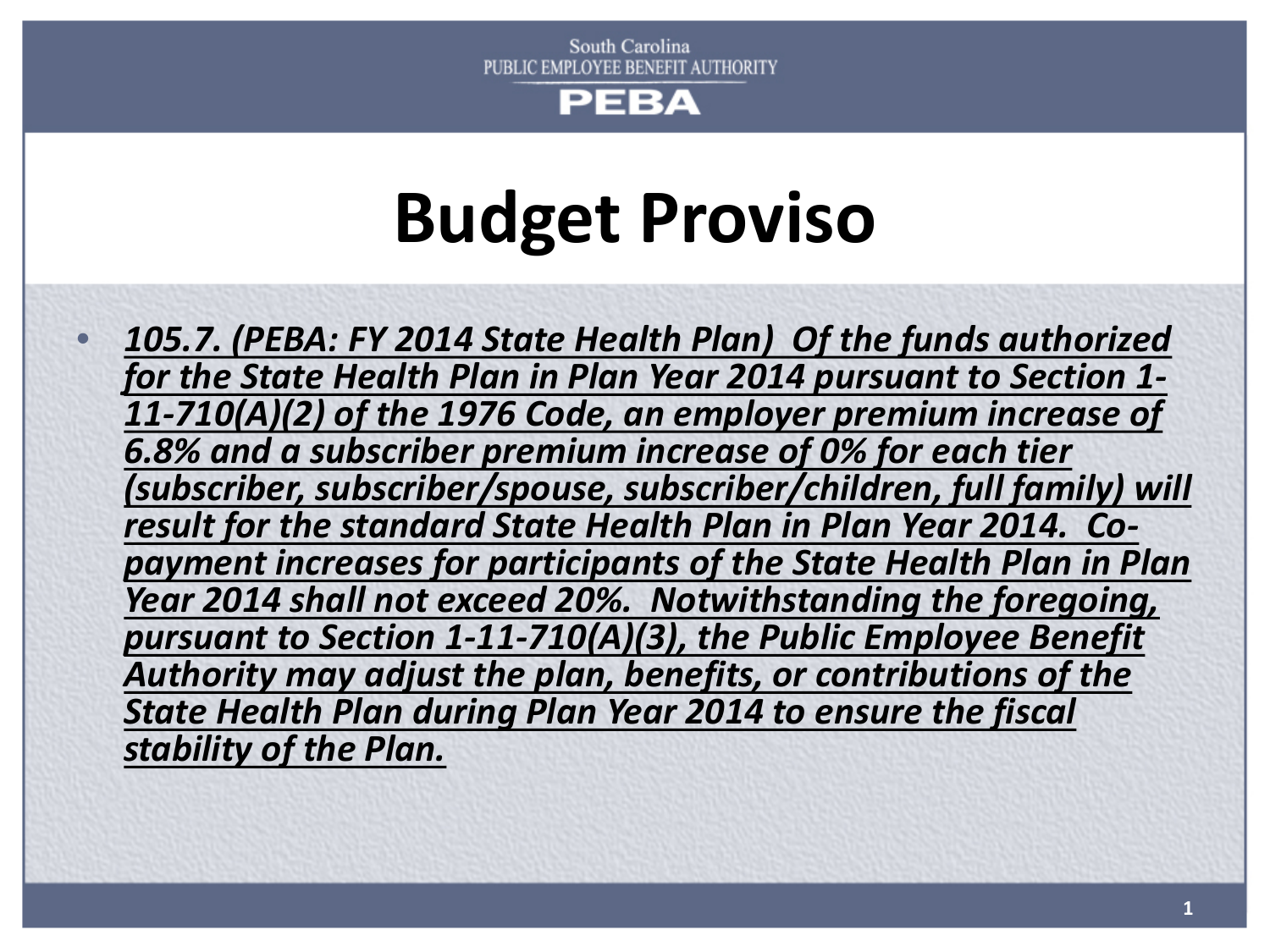South Carolina
PUBLIC EMPLOYEE BENEFIT AUTHORITY
PEBA

# Budget Proviso

- ***<u>105.7. (PEBA: FY 2014 State Health Plan) Of the funds authorized for the State Health Plan in Plan Year 2014 pursuant to Section 1-11-710(A)(2) of the 1976 Code, an employer premium increase of 6.8% and a subscriber premium increase of 0% for each tier (subscriber, subscriber/spouse, subscriber/children, full family) will result for the standard State Health Plan in Plan Year 2014. Co-payment increases for participants of the State Health Plan in Plan Year 2014 shall not exceed 20%. Notwithstanding the foregoing, pursuant to Section 1-11-710(A)(3), the Public Employee Benefit Authority may adjust the plan, benefits, or contributions of the State Health Plan during Plan Year 2014 to ensure the fiscal stability of the Plan.</u>***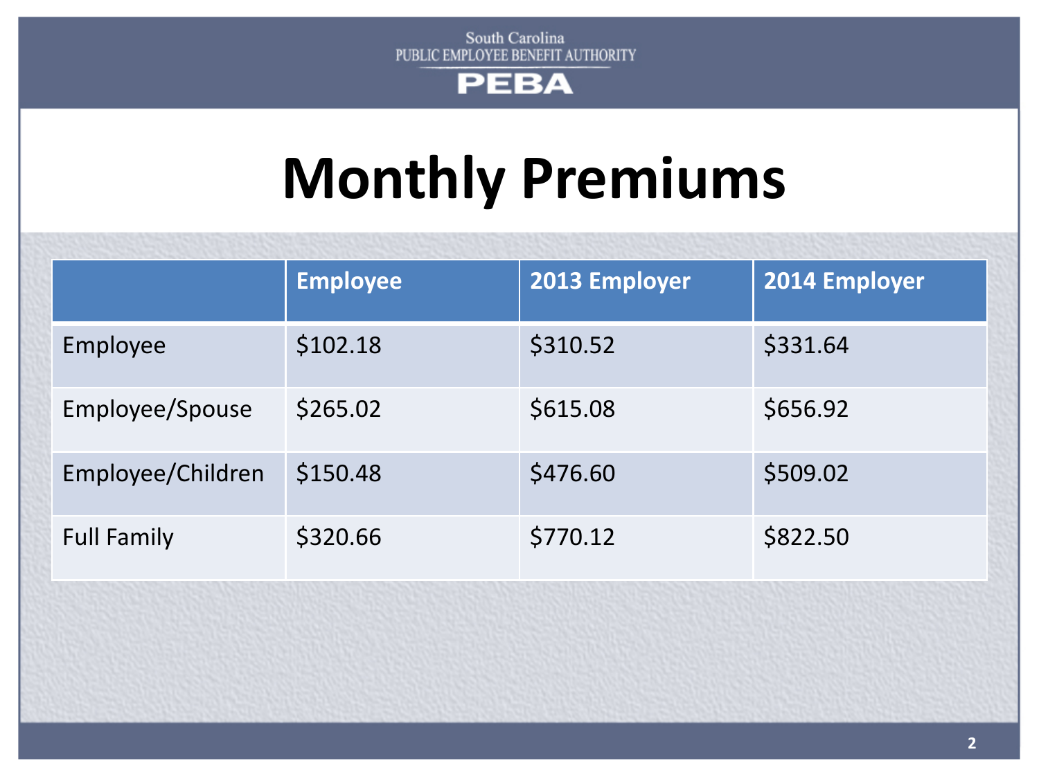South Carolina
PUBLIC EMPLOYEE BENEFIT AUTHORITY
PEBA

# Monthly Premiums

| | Employee | 2013 Employer | 2014 Employer |
|---|---|---|---|
| Employee | $102.18 | $310.52 | $331.64 |
| Employee/Spouse | $265.02 | $615.08 | $656.92 |
| Employee/Children | $150.48 | $476.60 | $509.02 |
| Full Family | $320.66 | $770.12 | $822.50 |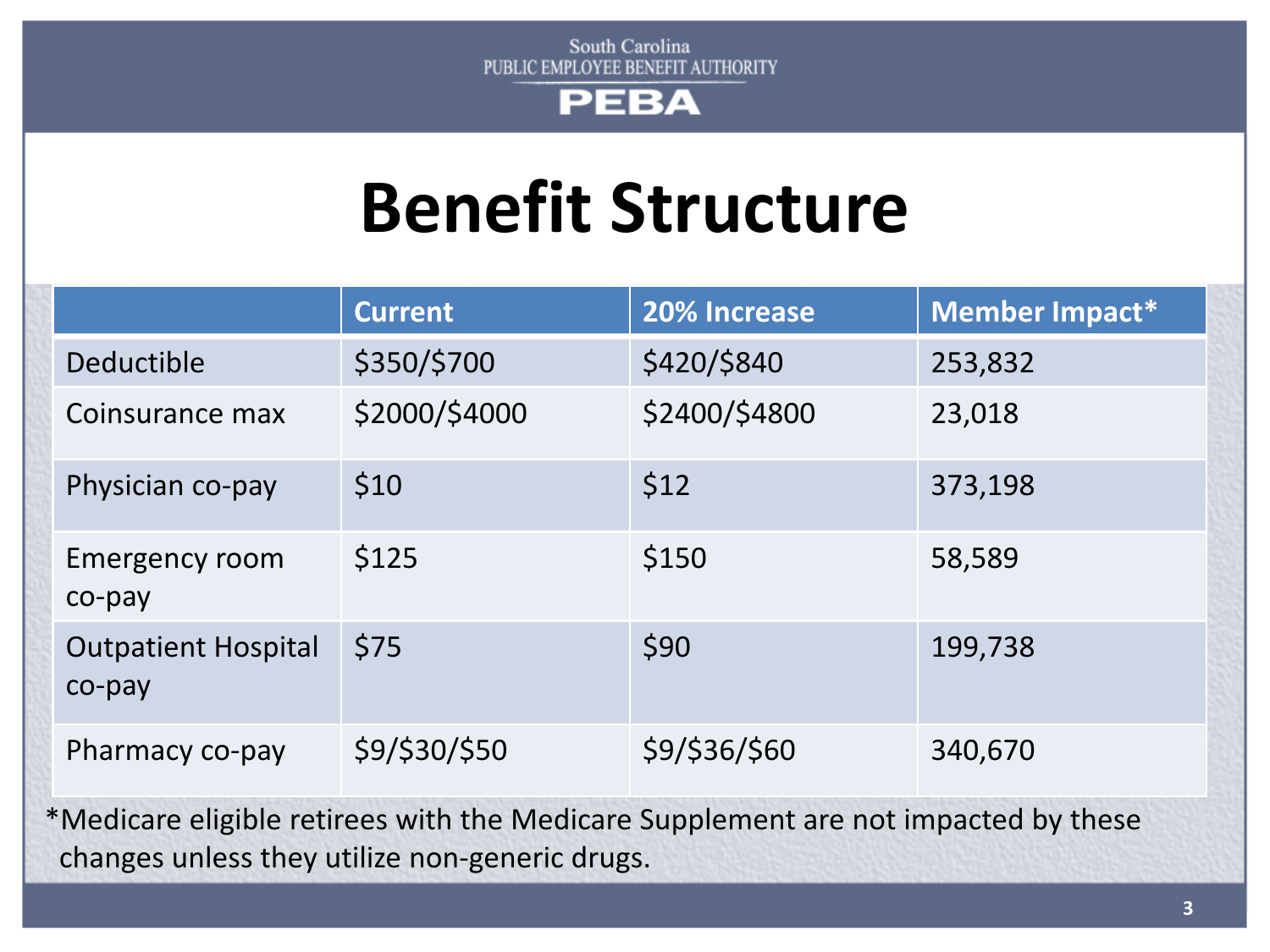South Carolina
PUBLIC EMPLOYEE BENEFIT AUTHORITY
PEBA

# Benefit Structure

| | Current | 20% Increase | Member Impact* |
|---|---|---|---|
| Deductible | $350/$700 | $420/$840 | 253,832 |
| Coinsurance max | $2000/$4000 | $2400/$4800 | 23,018 |
| Physician co-pay | $10 | $12 | 373,198 |
| Emergency room co-pay | $125 | $150 | 58,589 |
| Outpatient Hospital co-pay | $75 | $90 | 199,738 |
| Pharmacy co-pay | $9/$30/$50 | $9/$36/$60 | 340,670 |

*Medicare eligible retirees with the Medicare Supplement are not impacted by these changes unless they utilize non-generic drugs.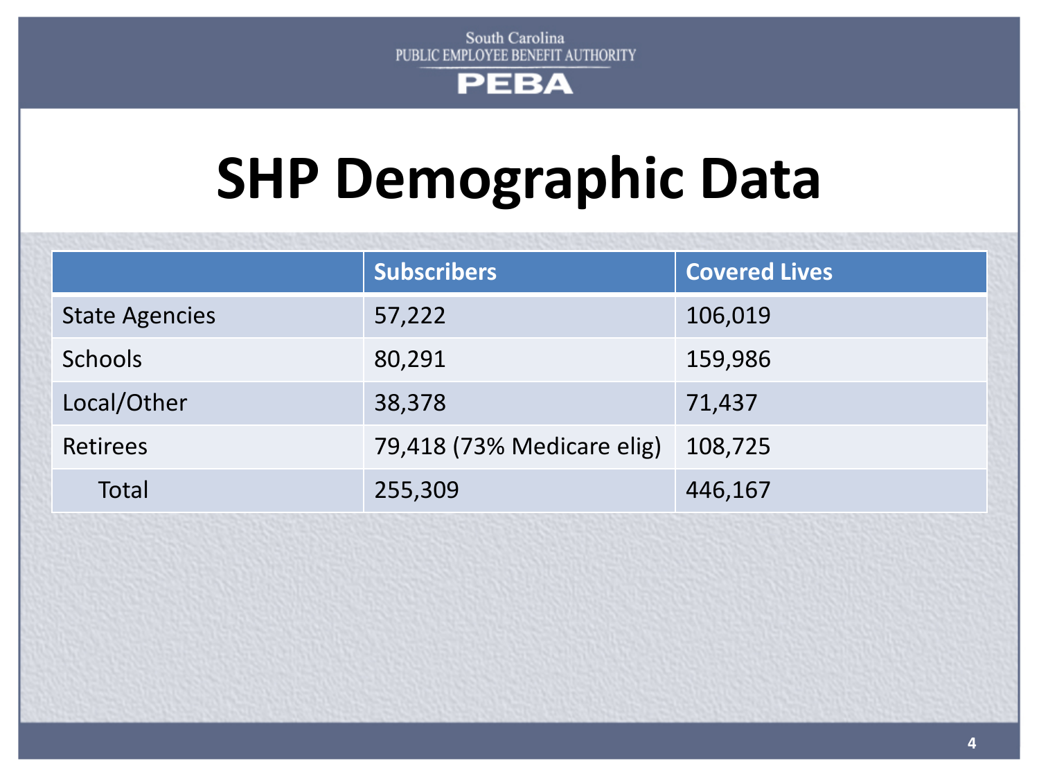South Carolina
PUBLIC EMPLOYEE BENEFIT AUTHORITY
PEBA

# SHP Demographic Data

| | Subscribers | Covered Lives |
|---|---|---|
| State Agencies | 57,222 | 106,019 |
| Schools | 80,291 | 159,986 |
| Local/Other | 38,378 | 71,437 |
| Retirees | 79,418 (73% Medicare elig) | 108,725 |
| Total | 255,309 | 446,167 |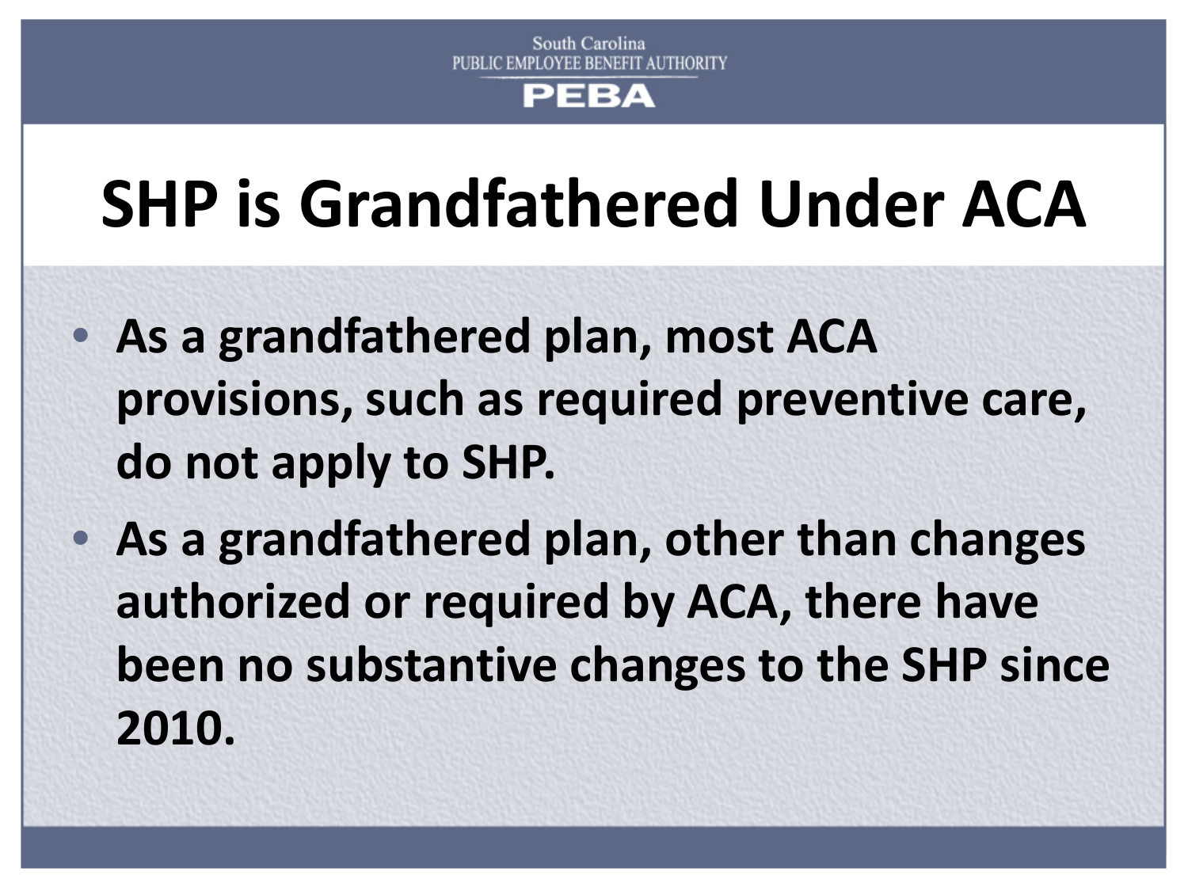# SHP is Grandfathered Under ACA

- **As a grandfathered plan, most ACA provisions, such as required preventive care, do not apply to SHP.**
- **As a grandfathered plan, other than changes authorized or required by ACA, there have been no substantive changes to the SHP since 2010.**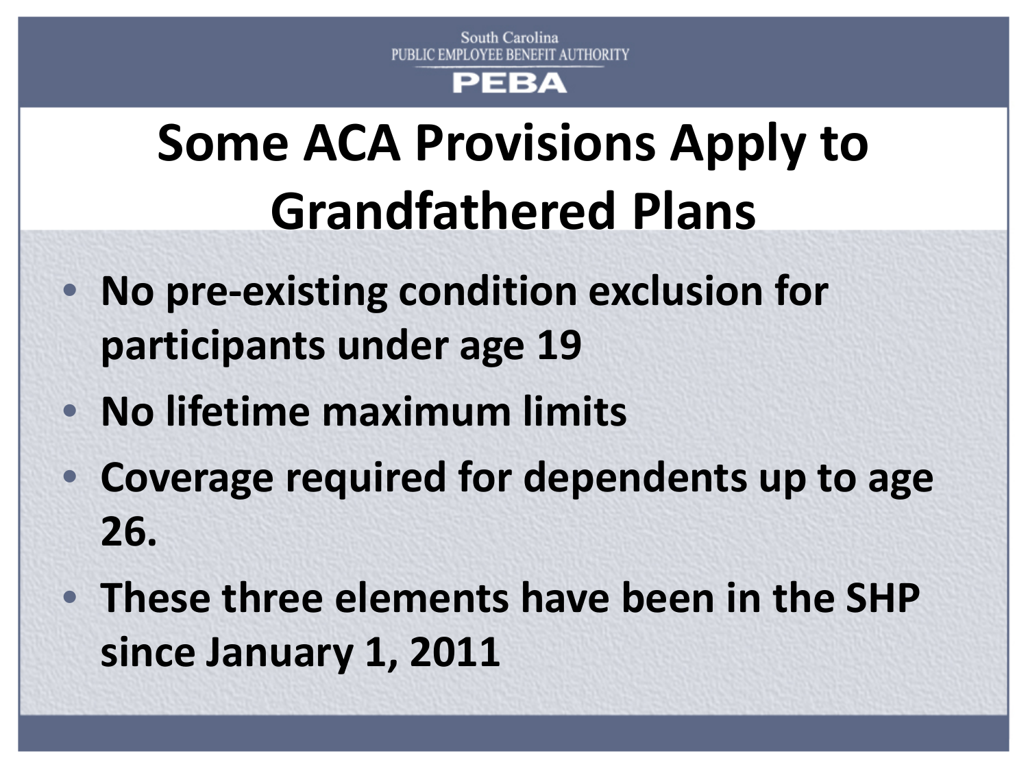South Carolina
PUBLIC EMPLOYEE BENEFIT AUTHORITY
PEBA

# Some ACA Provisions Apply to Grandfathered Plans

- No pre-existing condition exclusion for participants under age 19
- No lifetime maximum limits
- Coverage required for dependents up to age 26.
- These three elements have been in the SHP since January 1, 2011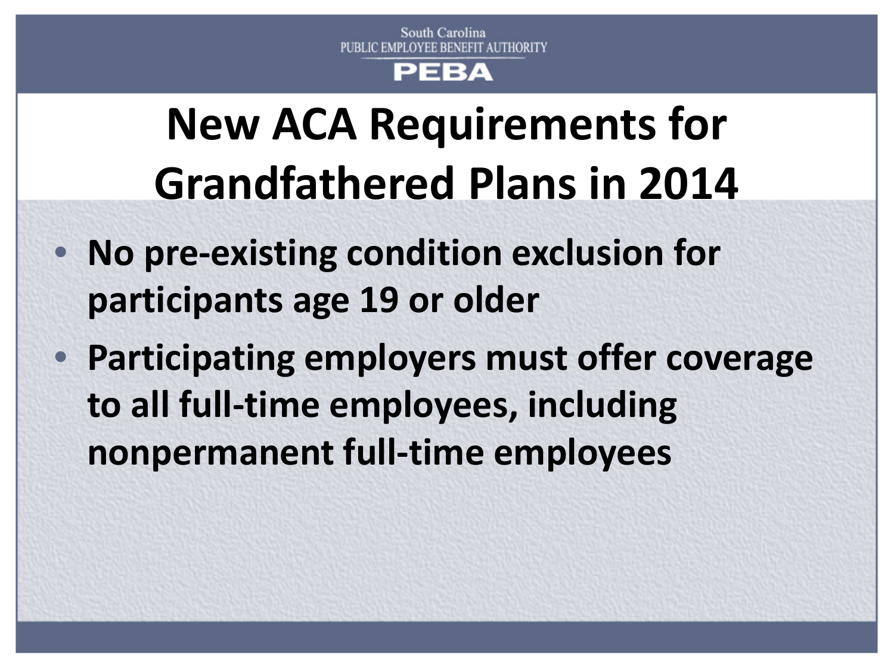# New ACA Requirements for Grandfathered Plans in 2014

- No pre-existing condition exclusion for participants age 19 or older
- Participating employers must offer coverage to all full-time employees, including nonpermanent full-time employees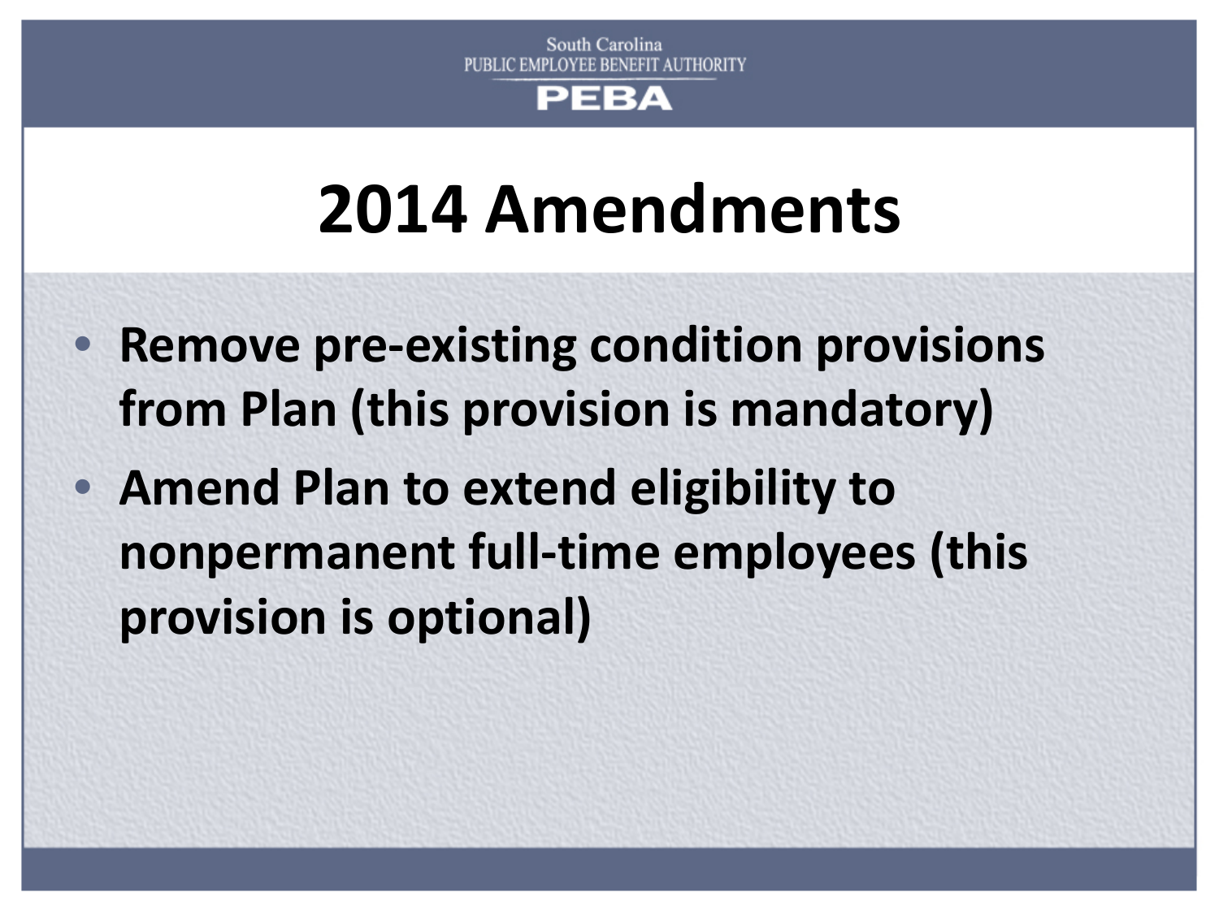# 2014 Amendments

- **Remove pre-existing condition provisions from Plan (this provision is mandatory)**
- **Amend Plan to extend eligibility to nonpermanent full-time employees (this provision is optional)**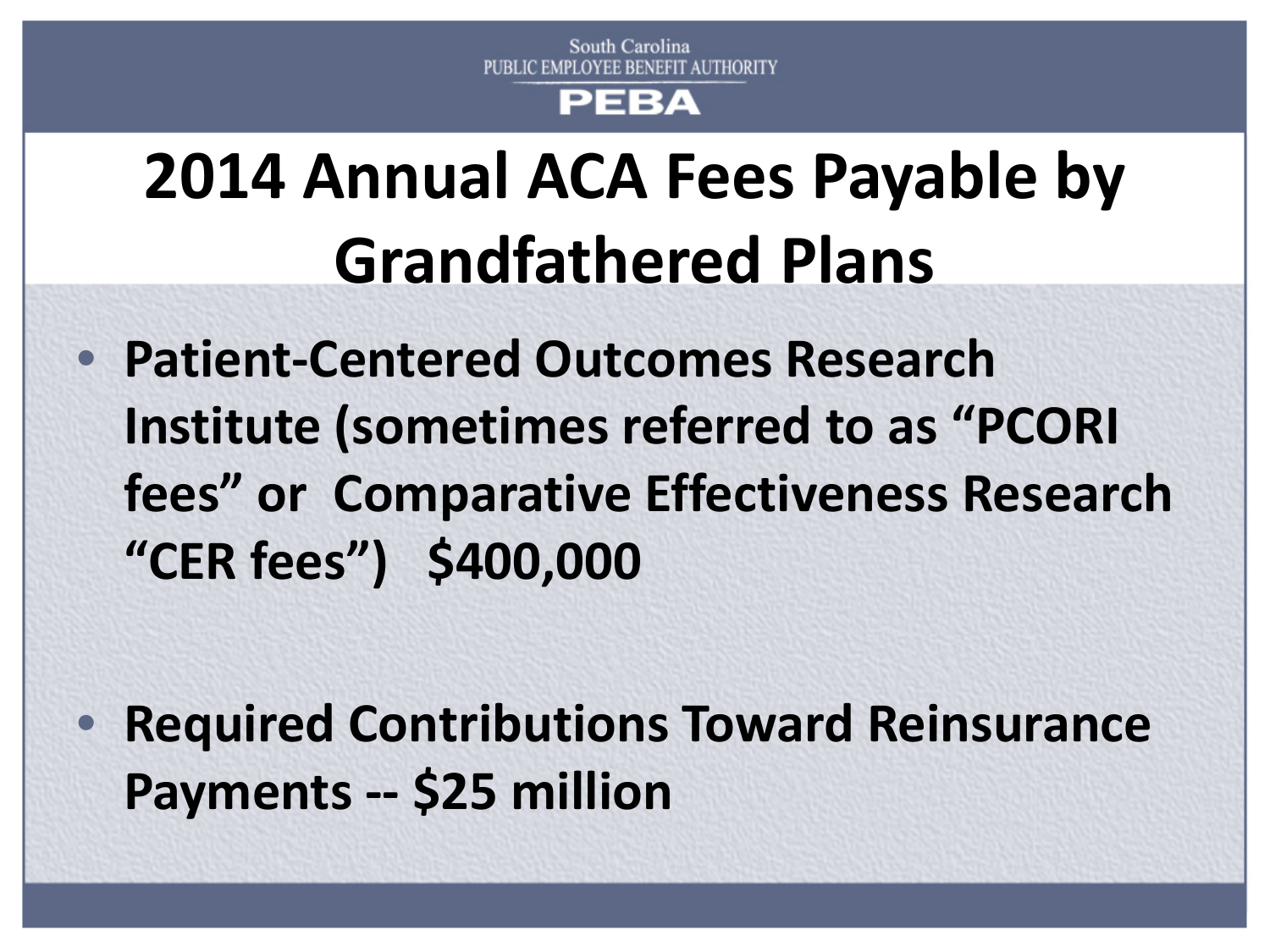South Carolina
PUBLIC EMPLOYEE BENEFIT AUTHORITY
PEBA

# 2014 Annual ACA Fees Payable by Grandfathered Plans

- **Patient-Centered Outcomes Research Institute (sometimes referred to as "PCORI fees" or Comparative Effectiveness Research "CER fees") $400,000**

- **Required Contributions Toward Reinsurance Payments -- $25 million**